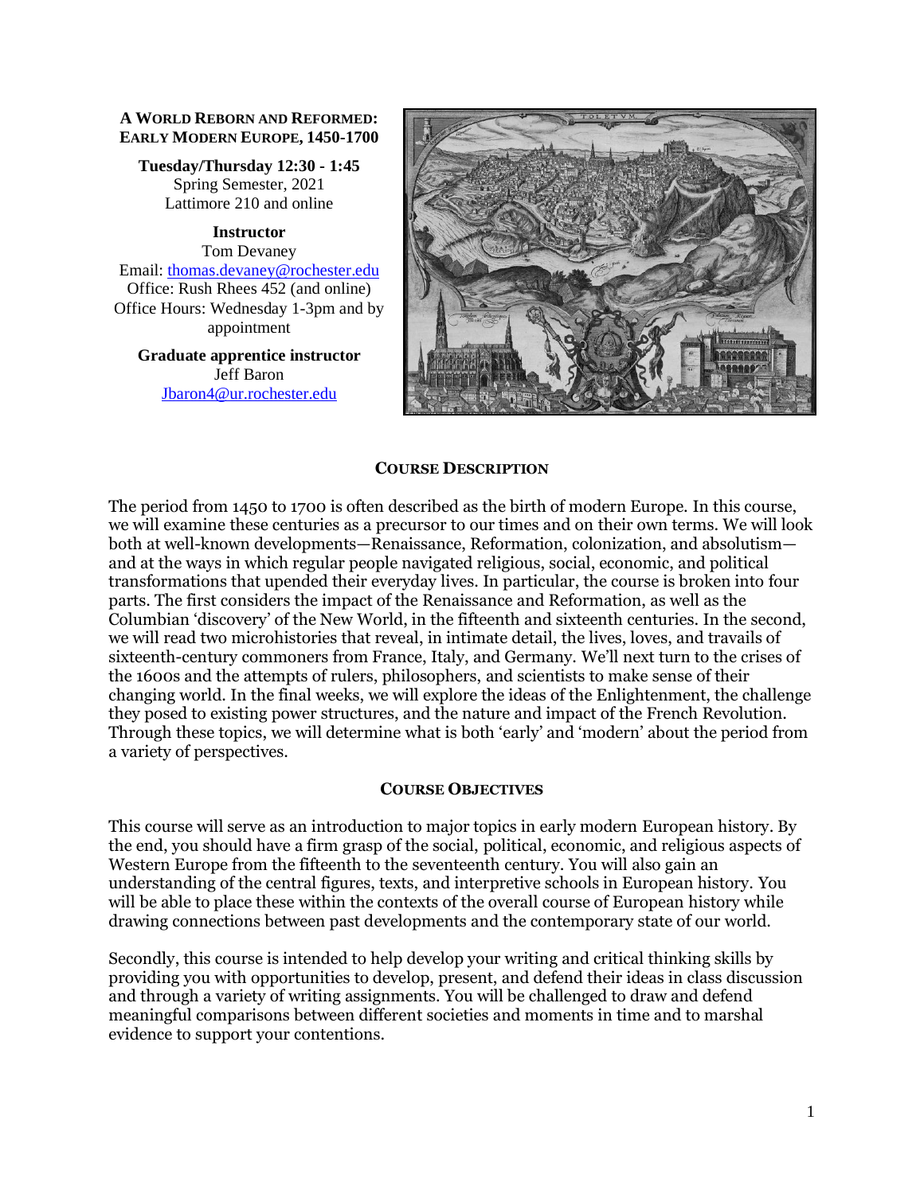**A WORLD REBORN AND REFORMED: EARLY MODERN EUROPE, 1450-1700**

**Tuesday/Thursday 12:30 - 1:45**
Spring Semester, 2021
Lattimore 210 and online

**Instructor**
Tom Devaney
Email: thomas.devaney@rochester.edu
Office: Rush Rhees 452 (and online)
Office Hours: Wednesday 1-3pm and by appointment

**Graduate apprentice instructor**
Jeff Baron
Jbaron4@ur.rochester.edu

## COURSE DESCRIPTION

The period from 1450 to 1700 is often described as the birth of modern Europe. In this course, we will examine these centuries as a precursor to our times and on their own terms. We will look both at well-known developments—Renaissance, Reformation, colonization, and absolutism—and at the ways in which regular people navigated religious, social, economic, and political transformations that upended their everyday lives. In particular, the course is broken into four parts. The first considers the impact of the Renaissance and Reformation, as well as the Columbian 'discovery' of the New World, in the fifteenth and sixteenth centuries. In the second, we will read two microhistories that reveal, in intimate detail, the lives, loves, and travails of sixteenth-century commoners from France, Italy, and Germany. We'll next turn to the crises of the 1600s and the attempts of rulers, philosophers, and scientists to make sense of their changing world. In the final weeks, we will explore the ideas of the Enlightenment, the challenge they posed to existing power structures, and the nature and impact of the French Revolution. Through these topics, we will determine what is both 'early' and 'modern' about the period from a variety of perspectives.

## COURSE OBJECTIVES

This course will serve as an introduction to major topics in early modern European history. By the end, you should have a firm grasp of the social, political, economic, and religious aspects of Western Europe from the fifteenth to the seventeenth century. You will also gain an understanding of the central figures, texts, and interpretive schools in European history. You will be able to place these within the contexts of the overall course of European history while drawing connections between past developments and the contemporary state of our world.

Secondly, this course is intended to help develop your writing and critical thinking skills by providing you with opportunities to develop, present, and defend their ideas in class discussion and through a variety of writing assignments. You will be challenged to draw and defend meaningful comparisons between different societies and moments in time and to marshal evidence to support your contentions.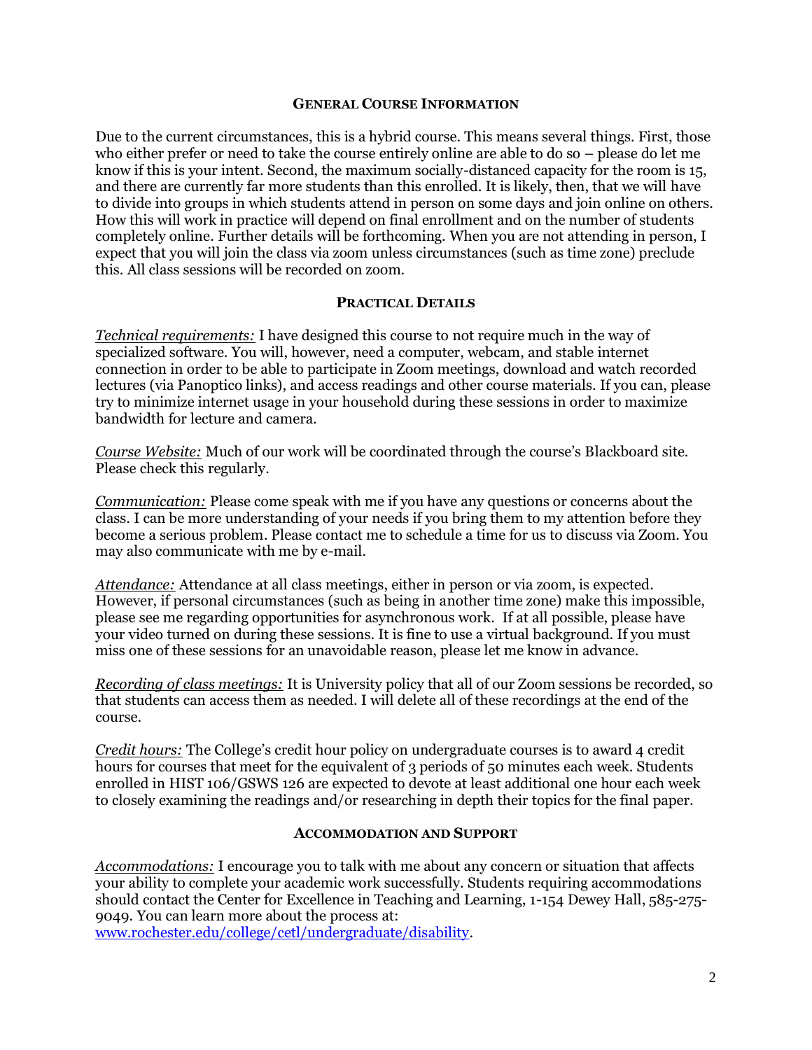## GENERAL COURSE INFORMATION

Due to the current circumstances, this is a hybrid course. This means several things. First, those who either prefer or need to take the course entirely online are able to do so – please do let me know if this is your intent. Second, the maximum socially-distanced capacity for the room is 15, and there are currently far more students than this enrolled. It is likely, then, that we will have to divide into groups in which students attend in person on some days and join online on others. How this will work in practice will depend on final enrollment and on the number of students completely online. Further details will be forthcoming. When you are not attending in person, I expect that you will join the class via zoom unless circumstances (such as time zone) preclude this. All class sessions will be recorded on zoom.

## PRACTICAL DETAILS

*Technical requirements:* I have designed this course to not require much in the way of specialized software. You will, however, need a computer, webcam, and stable internet connection in order to be able to participate in Zoom meetings, download and watch recorded lectures (via Panoptico links), and access readings and other course materials. If you can, please try to minimize internet usage in your household during these sessions in order to maximize bandwidth for lecture and camera.

*Course Website:* Much of our work will be coordinated through the course's Blackboard site. Please check this regularly.

*Communication:* Please come speak with me if you have any questions or concerns about the class. I can be more understanding of your needs if you bring them to my attention before they become a serious problem. Please contact me to schedule a time for us to discuss via Zoom. You may also communicate with me by e-mail.

*Attendance:* Attendance at all class meetings, either in person or via zoom, is expected. However, if personal circumstances (such as being in another time zone) make this impossible, please see me regarding opportunities for asynchronous work. If at all possible, please have your video turned on during these sessions. It is fine to use a virtual background. If you must miss one of these sessions for an unavoidable reason, please let me know in advance.

*Recording of class meetings:* It is University policy that all of our Zoom sessions be recorded, so that students can access them as needed. I will delete all of these recordings at the end of the course.

*Credit hours:* The College's credit hour policy on undergraduate courses is to award 4 credit hours for courses that meet for the equivalent of 3 periods of 50 minutes each week. Students enrolled in HIST 106/GSWS 126 are expected to devote at least additional one hour each week to closely examining the readings and/or researching in depth their topics for the final paper.

## ACCOMMODATION AND SUPPORT

*Accommodations:* I encourage you to talk with me about any concern or situation that affects your ability to complete your academic work successfully. Students requiring accommodations should contact the Center for Excellence in Teaching and Learning, 1-154 Dewey Hall, 585-275-9049. You can learn more about the process at: [www.rochester.edu/college/cetl/undergraduate/disability](www.rochester.edu/college/cetl/undergraduate/disability).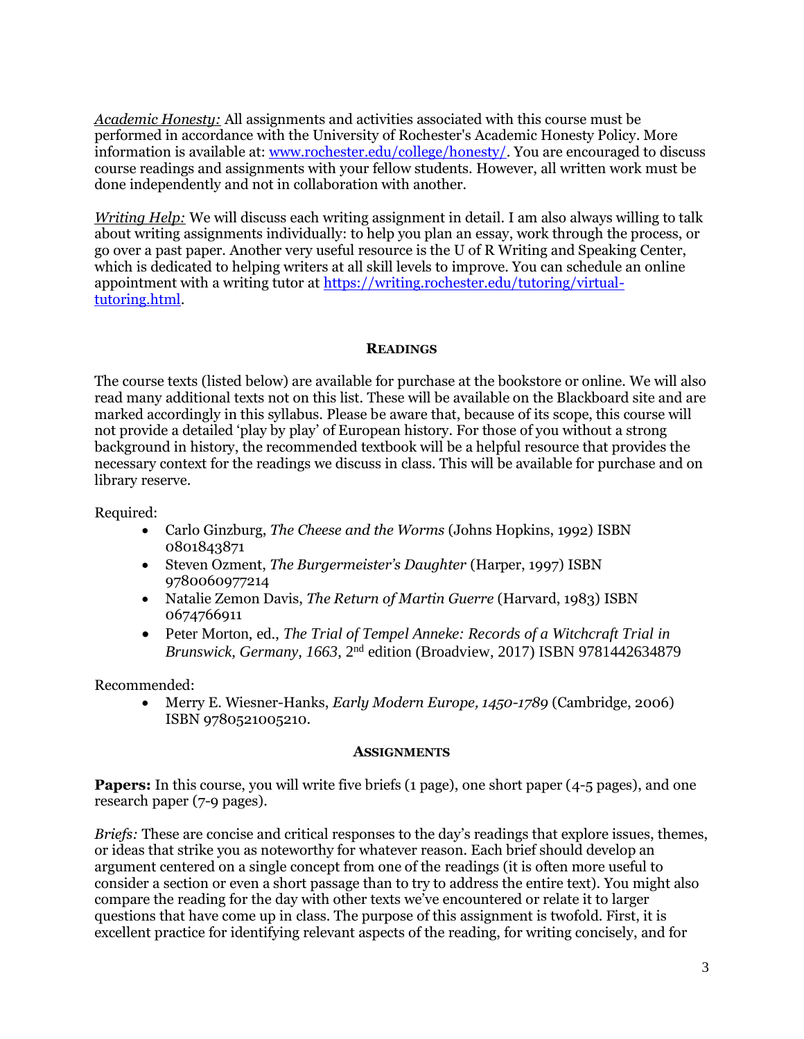*Academic Honesty:* All assignments and activities associated with this course must be performed in accordance with the University of Rochester's Academic Honesty Policy. More information is available at: [www.rochester.edu/college/honesty/](http://www.rochester.edu/college/honesty/). You are encouraged to discuss course readings and assignments with your fellow students. However, all written work must be done independently and not in collaboration with another.

*Writing Help:* We will discuss each writing assignment in detail. I am also always willing to talk about writing assignments individually: to help you plan an essay, work through the process, or go over a past paper. Another very useful resource is the U of R Writing and Speaking Center, which is dedicated to helping writers at all skill levels to improve. You can schedule an online appointment with a writing tutor at [https://writing.rochester.edu/tutoring/virtual-tutoring.html](https://writing.rochester.edu/tutoring/virtual-tutoring.html).

## READINGS

The course texts (listed below) are available for purchase at the bookstore or online. We will also read many additional texts not on this list. These will be available on the Blackboard site and are marked accordingly in this syllabus. Please be aware that, because of its scope, this course will not provide a detailed 'play by play' of European history. For those of you without a strong background in history, the recommended textbook will be a helpful resource that provides the necessary context for the readings we discuss in class. This will be available for purchase and on library reserve.

Required:

- Carlo Ginzburg, *The Cheese and the Worms* (Johns Hopkins, 1992) ISBN 0801843871
- Steven Ozment, *The Burgermeister's Daughter* (Harper, 1997) ISBN 9780060977214
- Natalie Zemon Davis, *The Return of Martin Guerre* (Harvard, 1983) ISBN 0674766911
- Peter Morton, ed., *The Trial of Tempel Anneke: Records of a Witchcraft Trial in Brunswick, Germany, 1663*, 2nd edition (Broadview, 2017) ISBN 9781442634879

Recommended:

- Merry E. Wiesner-Hanks, *Early Modern Europe, 1450-1789* (Cambridge, 2006) ISBN 9780521005210.

## ASSIGNMENTS

**Papers:** In this course, you will write five briefs (1 page), one short paper (4-5 pages), and one research paper (7-9 pages).

*Briefs:* These are concise and critical responses to the day's readings that explore issues, themes, or ideas that strike you as noteworthy for whatever reason. Each brief should develop an argument centered on a single concept from one of the readings (it is often more useful to consider a section or even a short passage than to try to address the entire text). You might also compare the reading for the day with other texts we've encountered or relate it to larger questions that have come up in class. The purpose of this assignment is twofold. First, it is excellent practice for identifying relevant aspects of the reading, for writing concisely, and for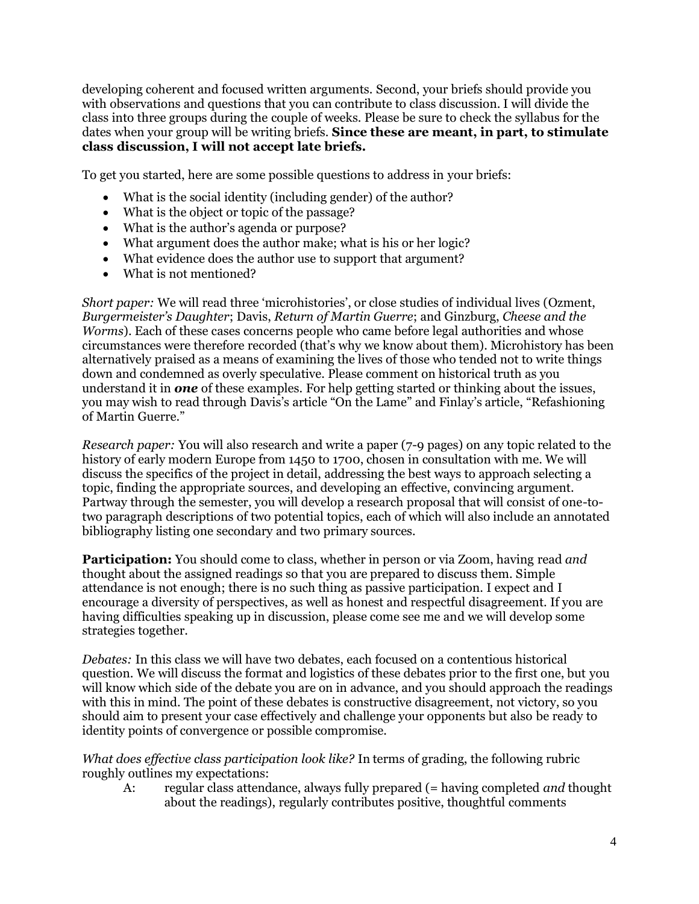developing coherent and focused written arguments. Second, your briefs should provide you with observations and questions that you can contribute to class discussion. I will divide the class into three groups during the couple of weeks. Please be sure to check the syllabus for the dates when your group will be writing briefs. **Since these are meant, in part, to stimulate class discussion, I will not accept late briefs.**

To get you started, here are some possible questions to address in your briefs:

- What is the social identity (including gender) of the author?
- What is the object or topic of the passage?
- What is the author's agenda or purpose?
- What argument does the author make; what is his or her logic?
- What evidence does the author use to support that argument?
- What is not mentioned?

*Short paper:* We will read three 'microhistories', or close studies of individual lives (Ozment, *Burgermeister's Daughter*; Davis, *Return of Martin Guerre*; and Ginzburg, *Cheese and the Worms*). Each of these cases concerns people who came before legal authorities and whose circumstances were therefore recorded (that's why we know about them). Microhistory has been alternatively praised as a means of examining the lives of those who tended not to write things down and condemned as overly speculative. Please comment on historical truth as you understand it in ***one*** of these examples. For help getting started or thinking about the issues, you may wish to read through Davis's article "On the Lame" and Finlay's article, "Refashioning of Martin Guerre."

*Research paper:* You will also research and write a paper (7-9 pages) on any topic related to the history of early modern Europe from 1450 to 1700, chosen in consultation with me. We will discuss the specifics of the project in detail, addressing the best ways to approach selecting a topic, finding the appropriate sources, and developing an effective, convincing argument. Partway through the semester, you will develop a research proposal that will consist of one-to-two paragraph descriptions of two potential topics, each of which will also include an annotated bibliography listing one secondary and two primary sources.

**Participation:** You should come to class, whether in person or via Zoom, having read *and* thought about the assigned readings so that you are prepared to discuss them. Simple attendance is not enough; there is no such thing as passive participation. I expect and I encourage a diversity of perspectives, as well as honest and respectful disagreement. If you are having difficulties speaking up in discussion, please come see me and we will develop some strategies together.

*Debates:* In this class we will have two debates, each focused on a contentious historical question. We will discuss the format and logistics of these debates prior to the first one, but you will know which side of the debate you are on in advance, and you should approach the readings with this in mind. The point of these debates is constructive disagreement, not victory, so you should aim to present your case effectively and challenge your opponents but also be ready to identity points of convergence or possible compromise.

*What does effective class participation look like?* In terms of grading, the following rubric roughly outlines my expectations:

A: regular class attendance, always fully prepared (= having completed *and* thought about the readings), regularly contributes positive, thoughtful comments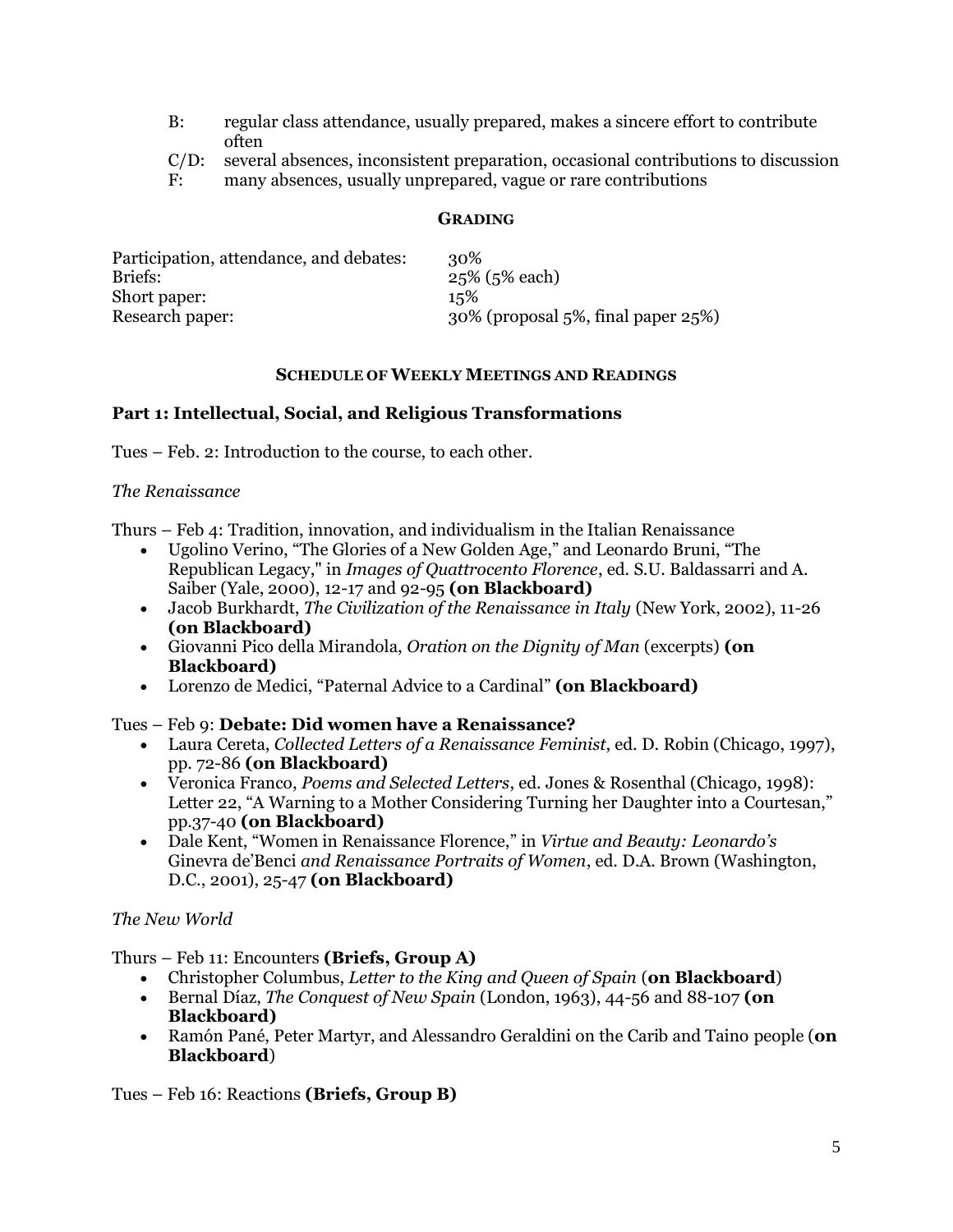B: regular class attendance, usually prepared, makes a sincere effort to contribute often
C/D: several absences, inconsistent preparation, occasional contributions to discussion
F: many absences, usually unprepared, vague or rare contributions

## GRADING

| | |
|---|---|
| Participation, attendance, and debates: | 30% |
| Briefs: | 25% (5% each) |
| Short paper: | 15% |
| Research paper: | 30% (proposal 5%, final paper 25%) |

## SCHEDULE OF WEEKLY MEETINGS AND READINGS

### Part 1: Intellectual, Social, and Religious Transformations

Tues – Feb. 2: Introduction to the course, to each other.

*The Renaissance*

Thurs – Feb 4: Tradition, innovation, and individualism in the Italian Renaissance

- Ugolino Verino, "The Glories of a New Golden Age," and Leonardo Bruni, "The Republican Legacy," in *Images of Quattrocento Florence*, ed. S.U. Baldassarri and A. Saiber (Yale, 2000), 12-17 and 92-95 **(on Blackboard)**
- Jacob Burkhardt, *The Civilization of the Renaissance in Italy* (New York, 2002), 11-26 **(on Blackboard)**
- Giovanni Pico della Mirandola, *Oration on the Dignity of Man* (excerpts) **(on Blackboard)**
- Lorenzo de Medici, "Paternal Advice to a Cardinal" **(on Blackboard)**

Tues – Feb 9: **Debate: Did women have a Renaissance?**

- Laura Cereta, *Collected Letters of a Renaissance Feminist*, ed. D. Robin (Chicago, 1997), pp. 72-86 **(on Blackboard)**
- Veronica Franco, *Poems and Selected Letters*, ed. Jones & Rosenthal (Chicago, 1998): Letter 22, "A Warning to a Mother Considering Turning her Daughter into a Courtesan," pp.37-40 **(on Blackboard)**
- Dale Kent, "Women in Renaissance Florence," in *Virtue and Beauty: Leonardo's* Ginevra de'Benci *and Renaissance Portraits of Women*, ed. D.A. Brown (Washington, D.C., 2001), 25-47 **(on Blackboard)**

*The New World*

Thurs – Feb 11: Encounters **(Briefs, Group A)**

- Christopher Columbus, *Letter to the King and Queen of Spain* (**on Blackboard**)
- Bernal Díaz, *The Conquest of New Spain* (London, 1963), 44-56 and 88-107 **(on Blackboard)**
- Ramón Pané, Peter Martyr, and Alessandro Geraldini on the Carib and Taino people (**on Blackboard**)

Tues – Feb 16: Reactions **(Briefs, Group B)**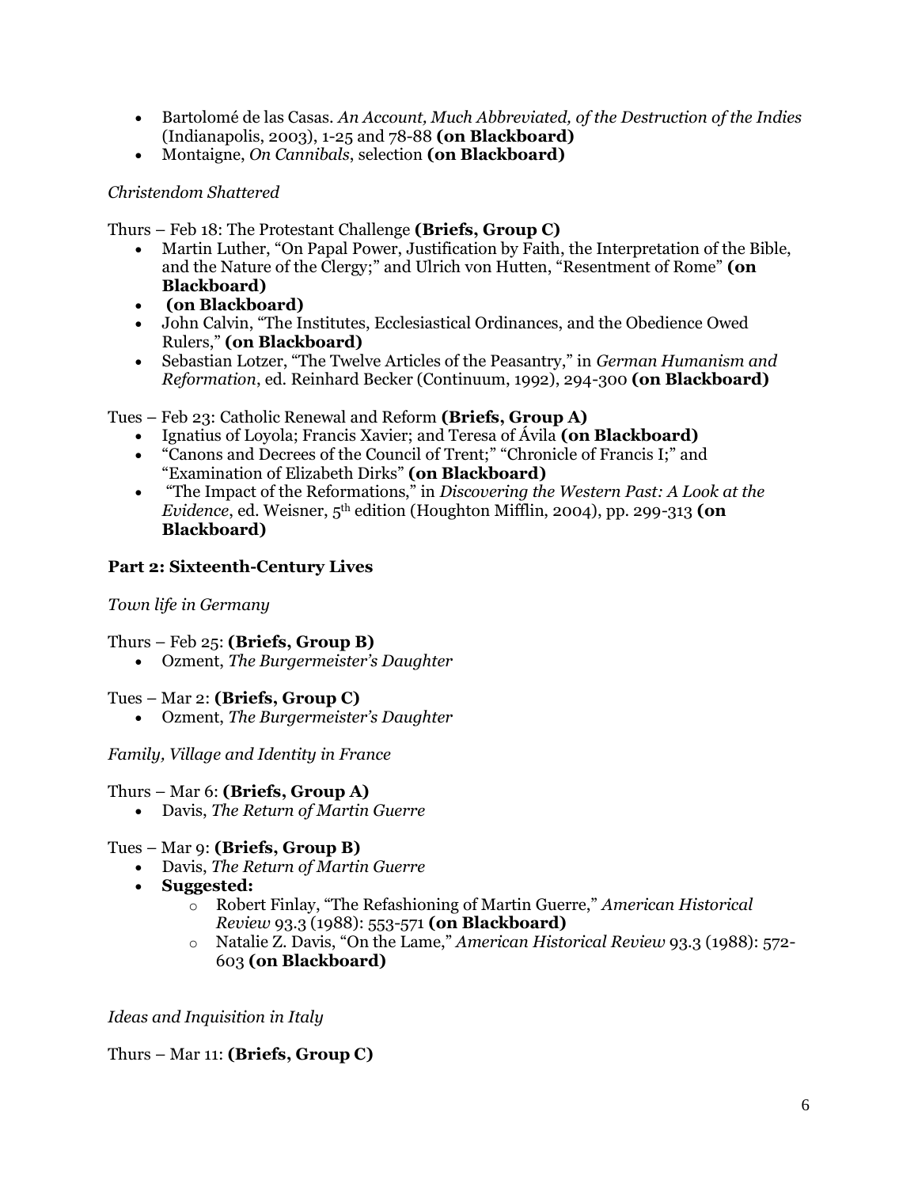- Bartolomé de las Casas. *An Account, Much Abbreviated, of the Destruction of the Indies* (Indianapolis, 2003), 1-25 and 78-88 **(on Blackboard)**
- Montaigne, *On Cannibals*, selection **(on Blackboard)**

*Christendom Shattered*

Thurs – Feb 18: The Protestant Challenge **(Briefs, Group C)**

- Martin Luther, "On Papal Power, Justification by Faith, the Interpretation of the Bible, and the Nature of the Clergy;" and Ulrich von Hutten, "Resentment of Rome" **(on Blackboard)**
- **(on Blackboard)**
- John Calvin, "The Institutes, Ecclesiastical Ordinances, and the Obedience Owed Rulers," **(on Blackboard)**
- Sebastian Lotzer, "The Twelve Articles of the Peasantry," in *German Humanism and Reformation*, ed. Reinhard Becker (Continuum, 1992), 294-300 **(on Blackboard)**

Tues – Feb 23: Catholic Renewal and Reform **(Briefs, Group A)**

- Ignatius of Loyola; Francis Xavier; and Teresa of Ávila **(on Blackboard)**
- "Canons and Decrees of the Council of Trent;" "Chronicle of Francis I;" and "Examination of Elizabeth Dirks" **(on Blackboard)**
- "The Impact of the Reformations," in *Discovering the Western Past: A Look at the Evidence*, ed. Weisner, 5th edition (Houghton Mifflin, 2004), pp. 299-313 **(on Blackboard)**

**Part 2: Sixteenth-Century Lives**

*Town life in Germany*

Thurs – Feb 25: **(Briefs, Group B)**

- Ozment, *The Burgermeister's Daughter*

Tues – Mar 2: **(Briefs, Group C)**

- Ozment, *The Burgermeister's Daughter*

*Family, Village and Identity in France*

Thurs – Mar 6: **(Briefs, Group A)**

- Davis, *The Return of Martin Guerre*

Tues – Mar 9: **(Briefs, Group B)**

- Davis, *The Return of Martin Guerre*
- **Suggested:**
  - Robert Finlay, "The Refashioning of Martin Guerre," *American Historical Review* 93.3 (1988): 553-571 **(on Blackboard)**
  - Natalie Z. Davis, "On the Lame," *American Historical Review* 93.3 (1988): 572-603 **(on Blackboard)**

*Ideas and Inquisition in Italy*

Thurs – Mar 11: **(Briefs, Group C)**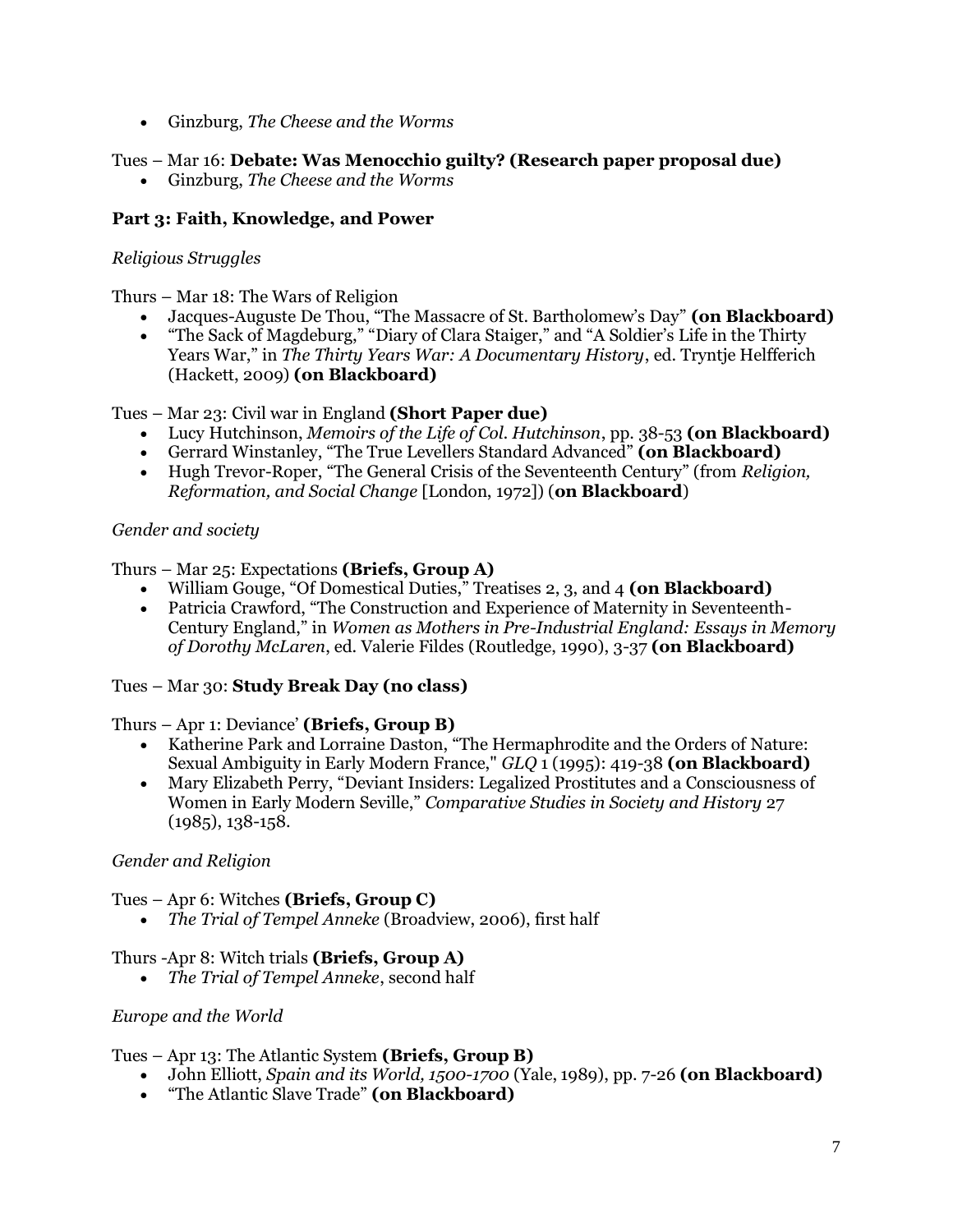- Ginzburg, *The Cheese and the Worms*

Tues – Mar 16: **Debate: Was Menocchio guilty? (Research paper proposal due)**

- Ginzburg, *The Cheese and the Worms*

### Part 3: Faith, Knowledge, and Power

*Religious Struggles*

Thurs – Mar 18: The Wars of Religion

- Jacques-Auguste De Thou, "The Massacre of St. Bartholomew's Day" **(on Blackboard)**
- "The Sack of Magdeburg," "Diary of Clara Staiger," and "A Soldier's Life in the Thirty Years War," in *The Thirty Years War: A Documentary History*, ed. Tryntje Helfferich (Hackett, 2009) **(on Blackboard)**

Tues – Mar 23: Civil war in England **(Short Paper due)**

- Lucy Hutchinson, *Memoirs of the Life of Col. Hutchinson*, pp. 38-53 **(on Blackboard)**
- Gerrard Winstanley, "The True Levellers Standard Advanced" **(on Blackboard)**
- Hugh Trevor-Roper, "The General Crisis of the Seventeenth Century" (from *Religion, Reformation, and Social Change* [London, 1972]) (**on Blackboard**)

*Gender and society*

Thurs – Mar 25: Expectations **(Briefs, Group A)**

- William Gouge, "Of Domestical Duties," Treatises 2, 3, and 4 **(on Blackboard)**
- Patricia Crawford, "The Construction and Experience of Maternity in Seventeenth-Century England," in *Women as Mothers in Pre-Industrial England: Essays in Memory of Dorothy McLaren*, ed. Valerie Fildes (Routledge, 1990), 3-37 **(on Blackboard)**

Tues – Mar 30: **Study Break Day (no class)**

Thurs – Apr 1: Deviance' **(Briefs, Group B)**

- Katherine Park and Lorraine Daston, "The Hermaphrodite and the Orders of Nature: Sexual Ambiguity in Early Modern France," *GLQ* 1 (1995): 419-38 **(on Blackboard)**
- Mary Elizabeth Perry, "Deviant Insiders: Legalized Prostitutes and a Consciousness of Women in Early Modern Seville," *Comparative Studies in Society and History* 27 (1985), 138-158.

*Gender and Religion*

Tues – Apr 6: Witches **(Briefs, Group C)**

- *The Trial of Tempel Anneke* (Broadview, 2006), first half

Thurs -Apr 8: Witch trials **(Briefs, Group A)**

- *The Trial of Tempel Anneke*, second half

*Europe and the World*

Tues – Apr 13: The Atlantic System **(Briefs, Group B)**

- John Elliott, *Spain and its World, 1500-1700* (Yale, 1989), pp. 7-26 **(on Blackboard)**
- "The Atlantic Slave Trade" **(on Blackboard)**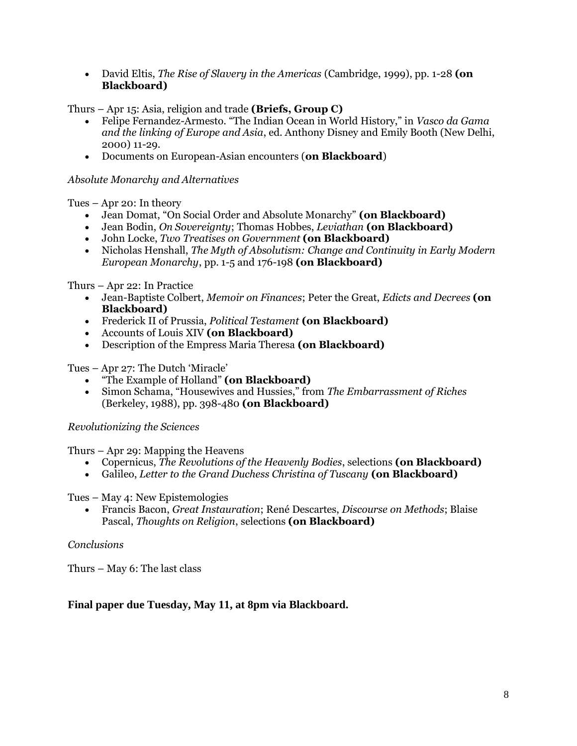- David Eltis, *The Rise of Slavery in the Americas* (Cambridge, 1999), pp. 1-28 **(on Blackboard)**

Thurs – Apr 15: Asia, religion and trade **(Briefs, Group C)**

- Felipe Fernandez-Armesto. "The Indian Ocean in World History," in *Vasco da Gama and the linking of Europe and Asia*, ed. Anthony Disney and Emily Booth (New Delhi, 2000) 11-29.
- Documents on European-Asian encounters (**on Blackboard**)

*Absolute Monarchy and Alternatives*

Tues – Apr 20: In theory

- Jean Domat, "On Social Order and Absolute Monarchy" **(on Blackboard)**
- Jean Bodin, *On Sovereignty*; Thomas Hobbes, *Leviathan* **(on Blackboard)**
- John Locke, *Two Treatises on Government* **(on Blackboard)**
- Nicholas Henshall, *The Myth of Absolutism: Change and Continuity in Early Modern European Monarchy*, pp. 1-5 and 176-198 **(on Blackboard)**

Thurs – Apr 22: In Practice

- Jean-Baptiste Colbert, *Memoir on Finances*; Peter the Great, *Edicts and Decrees* **(on Blackboard)**
- Frederick II of Prussia, *Political Testament* **(on Blackboard)**
- Accounts of Louis XIV **(on Blackboard)**
- Description of the Empress Maria Theresa **(on Blackboard)**

Tues – Apr 27: The Dutch 'Miracle'

- "The Example of Holland" **(on Blackboard)**
- Simon Schama, "Housewives and Hussies," from *The Embarrassment of Riches* (Berkeley, 1988), pp. 398-480 **(on Blackboard)**

*Revolutionizing the Sciences*

Thurs – Apr 29: Mapping the Heavens

- Copernicus, *The Revolutions of the Heavenly Bodies*, selections **(on Blackboard)**
- Galileo, *Letter to the Grand Duchess Christina of Tuscany* **(on Blackboard)**

Tues – May 4: New Epistemologies

- Francis Bacon, *Great Instauration*; René Descartes, *Discourse on Methods*; Blaise Pascal, *Thoughts on Religion*, selections **(on Blackboard)**

*Conclusions*

Thurs – May 6: The last class

**Final paper due Tuesday, May 11, at 8pm via Blackboard.**